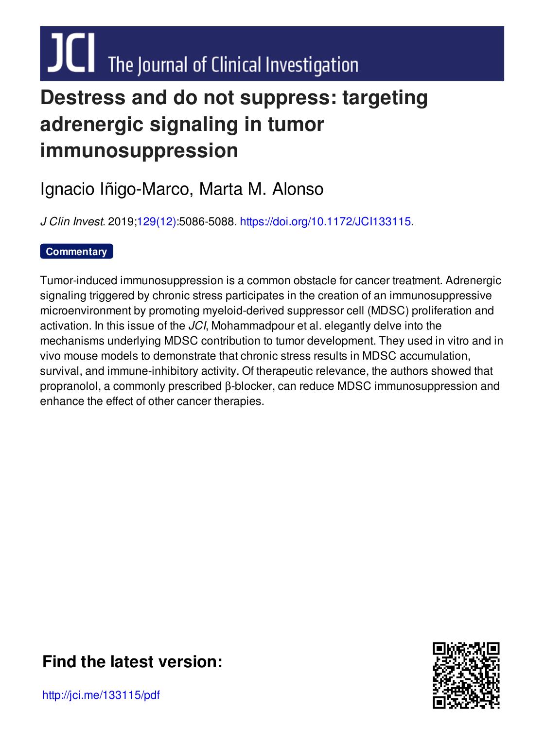# Destress and do not suppress: targeting adrenergic signaling in tumor immunosuppression

Ignacio Iñigo-Marco, Marta M. Alonso

*J Clin Invest*. 2019;129(12):5086-5088. https://doi.org/10.1172/JCI133115.

**Commentary**

Tumor-induced immunosuppression is a common obstacle for cancer treatment. Adrenergic signaling triggered by chronic stress participates in the creation of an immunosuppressive microenvironment by promoting myeloid-derived suppressor cell (MDSC) proliferation and activation. In this issue of the *JCI*, Mohammadpour et al. elegantly delve into the mechanisms underlying MDSC contribution to tumor development. They used in vitro and in vivo mouse models to demonstrate that chronic stress results in MDSC accumulation, survival, and immune-inhibitory activity. Of therapeutic relevance, the authors showed that propranolol, a commonly prescribed β-blocker, can reduce MDSC immunosuppression and enhance the effect of other cancer therapies.

**Find the latest version:**

http://jci.me/133115/pdf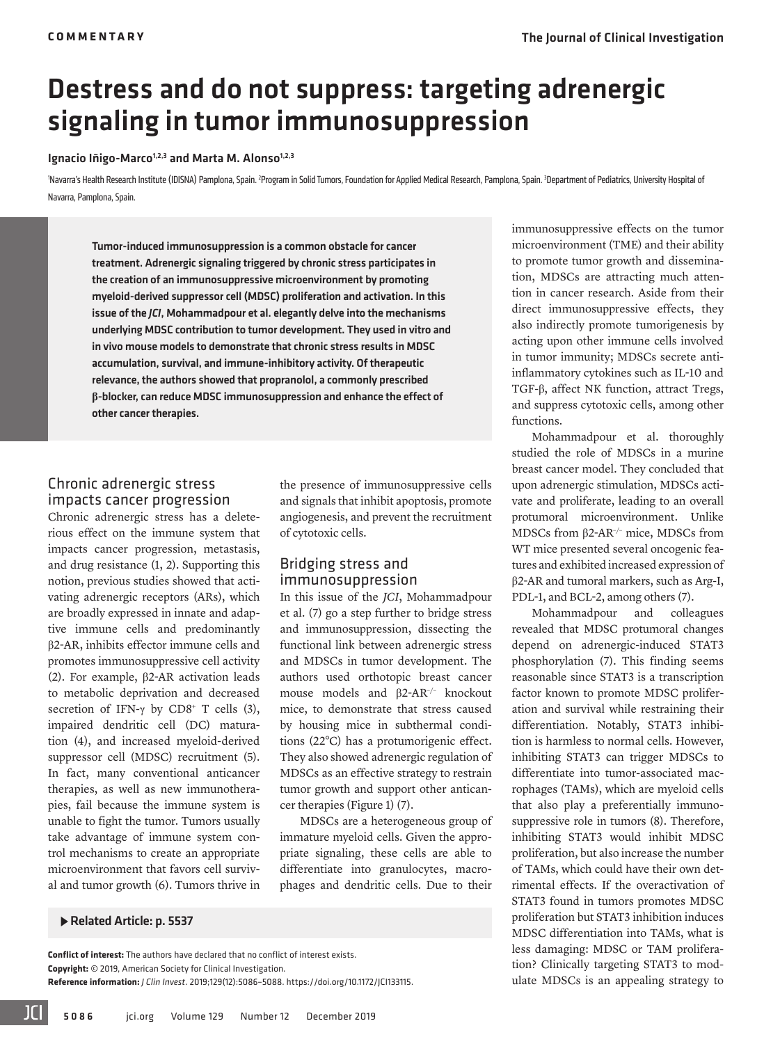# Destress and do not suppress: targeting adrenergic signaling in tumor immunosuppression

**Ignacio Iñigo-Marco[1,2,3] and Marta M. Alonso[1,2,3]**

[1]Navarra's Health Research Institute (IDISNA) Pamplona, Spain. [2]Program in Solid Tumors, Foundation for Applied Medical Research, Pamplona, Spain. [3]Department of Pediatrics, University Hospital of Navarra, Pamplona, Spain.

**Tumor-induced immunosuppression is a common obstacle for cancer treatment. Adrenergic signaling triggered by chronic stress participates in the creation of an immunosuppressive microenvironment by promoting myeloid-derived suppressor cell (MDSC) proliferation and activation. In this issue of the *JCI*, Mohammadpour et al. elegantly delve into the mechanisms underlying MDSC contribution to tumor development. They used in vitro and in vivo mouse models to demonstrate that chronic stress results in MDSC accumulation, survival, and immune-inhibitory activity. Of therapeutic relevance, the authors showed that propranolol, a commonly prescribed β-blocker, can reduce MDSC immunosuppression and enhance the effect of other cancer therapies.**

## Chronic adrenergic stress impacts cancer progression

Chronic adrenergic stress has a deleterious effect on the immune system that impacts cancer progression, metastasis, and drug resistance (1, 2). Supporting this notion, previous studies showed that activating adrenergic receptors (ARs), which are broadly expressed in innate and adaptive immune cells and predominantly β2-AR, inhibits effector immune cells and promotes immunosuppressive cell activity (2). For example, β2-AR activation leads to metabolic deprivation and decreased secretion of IFN-γ by $CD8^+$ T cells (3), impaired dendritic cell (DC) maturation (4), and increased myeloid-derived suppressor cell (MDSC) recruitment (5). In fact, many conventional anticancer therapies, as well as new immunotherapies, fail because the immune system is unable to fight the tumor. Tumors usually take advantage of immune system control mechanisms to create an appropriate microenvironment that favors cell survival and tumor growth (6). Tumors thrive in the presence of immunosuppressive cells and signals that inhibit apoptosis, promote angiogenesis, and prevent the recruitment of cytotoxic cells.

## Bridging stress and immunosuppression

In this issue of the *JCI*, Mohammadpour et al. (7) go a step further to bridge stress and immunosuppression, dissecting the functional link between adrenergic stress and MDSCs in tumor development. The authors used orthotopic breast cancer mouse models and β2-$AR^{-/-}$ knockout mice, to demonstrate that stress caused by housing mice in subthermal conditions (22°C) has a protumorigenic effect. They also showed adrenergic regulation of MDSCs as an effective strategy to restrain tumor growth and support other anticancer therapies (Figure 1) (7).

MDSCs are a heterogeneous group of immature myeloid cells. Given the appropriate signaling, these cells are able to differentiate into granulocytes, macrophages and dendritic cells. Due to their immunosuppressive effects on the tumor microenvironment (TME) and their ability to promote tumor growth and dissemination, MDSCs are attracting much attention in cancer research. Aside from their direct immunosuppressive effects, they also indirectly promote tumorigenesis by acting upon other immune cells involved in tumor immunity; MDSCs secrete antiinflammatory cytokines such as IL-10 and TGF-β, affect NK function, attract Tregs, and suppress cytotoxic cells, among other functions.

Mohammadpour et al. thoroughly studied the role of MDSCs in a murine breast cancer model. They concluded that upon adrenergic stimulation, MDSCs activate and proliferate, leading to an overall protumoral microenvironment. Unlike MDSCs from β2-$AR^{-/-}$ mice, MDSCs from WT mice presented several oncogenic features and exhibited increased expression of β2-AR and tumoral markers, such as Arg-I, PDL-1, and BCL-2, among others (7).

Mohammadpour and colleagues revealed that MDSC protumoral changes depend on adrenergic-induced STAT3 phosphorylation (7). This finding seems reasonable since STAT3 is a transcription factor known to promote MDSC proliferation and survival while restraining their differentiation. Notably, STAT3 inhibition is harmless to normal cells. However, inhibiting STAT3 can trigger MDSCs to differentiate into tumor-associated macrophages (TAMs), which are myeloid cells that also play a preferentially immunosuppressive role in tumors (8). Therefore, inhibiting STAT3 would inhibit MDSC proliferation, but also increase the number of TAMs, which could have their own detrimental effects. If the overactivation of STAT3 found in tumors promotes MDSC proliferation but STAT3 inhibition induces MDSC differentiation into TAMs, what is less damaging: MDSC or TAM proliferation? Clinically targeting STAT3 to modulate MDSCs is an appealing strategy to

▶ **Related Article: p. 5537**

**Conflict of interest:** The authors have declared that no conflict of interest exists.
**Copyright:** © 2019, American Society for Clinical Investigation.
**Reference information:** *J Clin Invest*. 2019;129(12):5086–5088. https://doi.org/10.1172/JCI133115.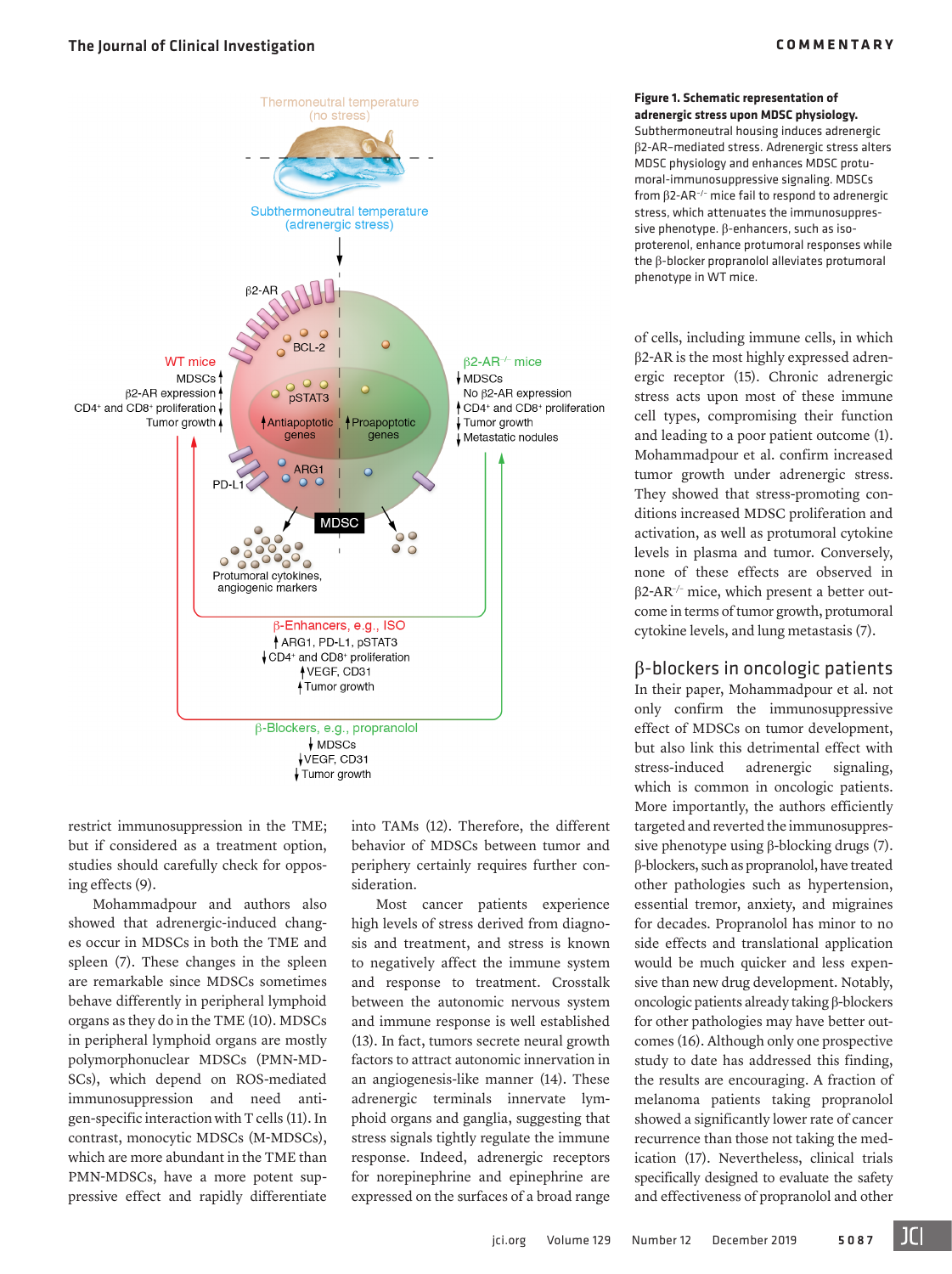**Figure 1. Schematic representation of adrenergic stress upon MDSC physiology.** Subthermoneutral housing induces adrenergic β2-AR–mediated stress. Adrenergic stress alters MDSC physiology and enhances MDSC protumoral-immunosuppressive signaling. MDSCs from β2-AR$^{-/-}$ mice fail to respond to adrenergic stress, which attenuates the immunosuppressive phenotype. β-enhancers, such as isoproterenol, enhance protumoral responses while the β-blocker propranolol alleviates protumoral phenotype in WT mice.

restrict immunosuppression in the TME; but if considered as a treatment option, studies should carefully check for opposing effects (9).

Mohammadpour and authors also showed that adrenergic-induced changes occur in MDSCs in both the TME and spleen (7). These changes in the spleen are remarkable since MDSCs sometimes behave differently in peripheral lymphoid organs as they do in the TME (10). MDSCs in peripheral lymphoid organs are mostly polymorphonuclear MDSCs (PMN-MDSCs), which depend on ROS-mediated immunosuppression and need antigen-specific interaction with T cells (11). In contrast, monocytic MDSCs (M-MDSCs), which are more abundant in the TME than PMN-MDSCs, have a more potent suppressive effect and rapidly differentiate into TAMs (12). Therefore, the different behavior of MDSCs between tumor and periphery certainly requires further consideration.

Most cancer patients experience high levels of stress derived from diagnosis and treatment, and stress is known to negatively affect the immune system and response to treatment. Crosstalk between the autonomic nervous system and immune response is well established (13). In fact, tumors secrete neural growth factors to attract autonomic innervation in an angiogenesis-like manner (14). These adrenergic terminals innervate lymphoid organs and ganglia, suggesting that stress signals tightly regulate the immune response. Indeed, adrenergic receptors for norepinephrine and epinephrine are expressed on the surfaces of a broad range of cells, including immune cells, in which β2-AR is the most highly expressed adrenergic receptor (15). Chronic adrenergic stress acts upon most of these immune cell types, compromising their function and leading to a poor patient outcome (1). Mohammadpour et al. confirm increased tumor growth under adrenergic stress. They showed that stress-promoting conditions increased MDSC proliferation and activation, as well as protumoral cytokine levels in plasma and tumor. Conversely, none of these effects are observed in β2-AR$^{-/-}$ mice, which present a better outcome in terms of tumor growth, protumoral cytokine levels, and lung metastasis (7).

## β-blockers in oncologic patients

In their paper, Mohammadpour et al. not only confirm the immunosuppressive effect of MDSCs on tumor development, but also link this detrimental effect with stress-induced adrenergic signaling, which is common in oncologic patients. More importantly, the authors efficiently targeted and reverted the immunosuppressive phenotype using β-blocking drugs (7). β-blockers, such as propranolol, have treated other pathologies such as hypertension, essential tremor, anxiety, and migraines for decades. Propranolol has minor to no side effects and translational application would be much quicker and less expensive than new drug development. Notably, oncologic patients already taking β-blockers for other pathologies may have better outcomes (16). Although only one prospective study to date has addressed this finding, the results are encouraging. A fraction of melanoma patients taking propranolol showed a significantly lower rate of cancer recurrence than those not taking the medication (17). Nevertheless, clinical trials specifically designed to evaluate the safety and effectiveness of propranolol and other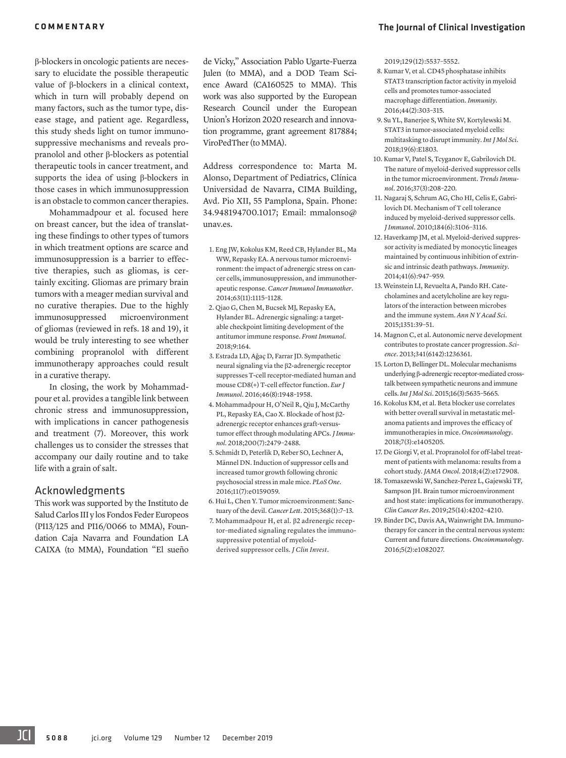β-blockers in oncologic patients are necessary to elucidate the possible therapeutic value of β-blockers in a clinical context, which in turn will probably depend on many factors, such as the tumor type, disease stage, and patient age. Regardless, this study sheds light on tumor immunosuppressive mechanisms and reveals propranolol and other β-blockers as potential therapeutic tools in cancer treatment, and supports the idea of using β-blockers in those cases in which immunosuppression is an obstacle to common cancer therapies.

Mohammadpour et al. focused here on breast cancer, but the idea of translating these findings to other types of tumors in which treatment options are scarce and immunosuppression is a barrier to effective therapies, such as gliomas, is certainly exciting. Gliomas are primary brain tumors with a meager median survival and no curative therapies. Due to the highly immunosuppressed microenvironment of gliomas (reviewed in refs. 18 and 19), it would be truly interesting to see whether combining propranolol with different immunotherapy approaches could result in a curative therapy.

In closing, the work by Mohammadpour et al. provides a tangible link between chronic stress and immunosuppression, with implications in cancer pathogenesis and treatment (7). Moreover, this work challenges us to consider the stresses that accompany our daily routine and to take life with a grain of salt.

## Acknowledgments

This work was supported by the Instituto de Salud Carlos III y los Fondos Feder Europeos (PI13/125 and PI16/0066 to MMA), Foundation Caja Navarra and Foundation LA CAIXA (to MMA), Foundation "El sueño de Vicky," Association Pablo Ugarte-Fuerza Julen (to MMA), and a DOD Team Science Award (CA160525 to MMA). This work was also supported by the European Research Council under the European Union's Horizon 2020 research and innovation programme, grant agreement 817884; ViroPedTher (to MMA).

Address correspondence to: Marta M. Alonso, Department of Pediatrics, Clínica Universidad de Navarra, CIMA Building, Avd. Pio XII, 55 Pamplona, Spain. Phone: 34.948194700.1017; Email: mmalonso@unav.es.

1. Eng JW, Kokolus KM, Reed CB, Hylander BL, Ma WW, Repasky EA. A nervous tumor microenvironment: the impact of adrenergic stress on cancer cells, immunosuppression, and immunotherapeutic response. *Cancer Immunol Immunother*. 2014;63(11):1115–1128.
2. Qiao G, Chen M, Bucsek MJ, Repasky EA, Hylander BL. Adrenergic signaling: a targetable checkpoint limiting development of the antitumor immune response. *Front Immunol*. 2018;9:164.
3. Estrada LD, Ağaç D, Farrar JD. Sympathetic neural signaling via the β2-adrenergic receptor suppresses T-cell receptor-mediated human and mouse CD8(+) T-cell effector function. *Eur J Immunol*. 2016;46(8):1948–1958.
4. Mohammadpour H, O'Neil R, Qiu J, McCarthy PL, Repasky EA, Cao X. Blockade of host β2-adrenergic receptor enhances graft-versus-tumor effect through modulating APCs. *J Immunol*. 2018;200(7):2479–2488.
5. Schmidt D, Peterlik D, Reber SO, Lechner A, Männel DN. Induction of suppressor cells and increased tumor growth following chronic psychosocial stress in male mice. *PLoS One*. 2016;11(7):e0159059.
6. Hui L, Chen Y. Tumor microenvironment: Sanctuary of the devil. *Cancer Lett*. 2015;368(1):7–13.
7. Mohammadpour H, et al. β2 adrenergic receptor–mediated signaling regulates the immunosuppressive potential of myeloid-derived suppressor cells. *J Clin Invest*. 2019;129(12):5537–5552.
8. Kumar V, et al. CD45 phosphatase inhibits STAT3 transcription factor activity in myeloid cells and promotes tumor-associated macrophage differentiation. *Immunity*. 2016;44(2):303–315.
9. Su YL, Banerjee S, White SV, Kortylewski M. STAT3 in tumor-associated myeloid cells: multitasking to disrupt immunity. *Int J Mol Sci*. 2018;19(6):E1803.
10. Kumar V, Patel S, Tcyganov E, Gabrilovich DI. The nature of myeloid-derived suppressor cells in the tumor microenvironment. *Trends Immunol*. 2016;37(3):208–220.
11. Nagaraj S, Schrum AG, Cho HI, Celis E, Gabrilovich DI. Mechanism of T cell tolerance induced by myeloid-derived suppressor cells. *J Immunol*. 2010;184(6):3106–3116.
12. Haverkamp JM, et al. Myeloid-derived suppressor activity is mediated by monocytic lineages maintained by continuous inhibition of extrinsic and intrinsic death pathways. *Immunity*. 2014;41(6):947–959.
13. Weinstein LI, Revuelta A, Pando RH. Catecholamines and acetylcholine are key regulators of the interaction between microbes and the immune system. *Ann N Y Acad Sci*. 2015;1351:39–51.
14. Magnon C, et al. Autonomic nerve development contributes to prostate cancer progression. *Science*. 2013;341(6142):1236361.
15. Lorton D, Bellinger DL. Molecular mechanisms underlying β-adrenergic receptor-mediated cross-talk between sympathetic neurons and immune cells. *Int J Mol Sci*. 2015;16(3):5635–5665.
16. Kokolus KM, et al. Beta blocker use correlates with better overall survival in metastatic melanoma patients and improves the efficacy of immunotherapies in mice. *Oncoimmunology*. 2018;7(3):e1405205.
17. De Giorgi V, et al. Propranolol for off-label treatment of patients with melanoma: results from a cohort study. *JAMA Oncol*. 2018;4(2):e172908.
18. Tomaszewski W, Sanchez-Perez L, Gajewski TF, Sampson JH. Brain tumor microenvironment and host state: implications for immunotherapy. *Clin Cancer Res*. 2019;25(14):4202–4210.
19. Binder DC, Davis AA, Wainwright DA. Immunotherapy for cancer in the central nervous system: Current and future directions. *Oncoimmunology*. 2016;5(2):e1082027.